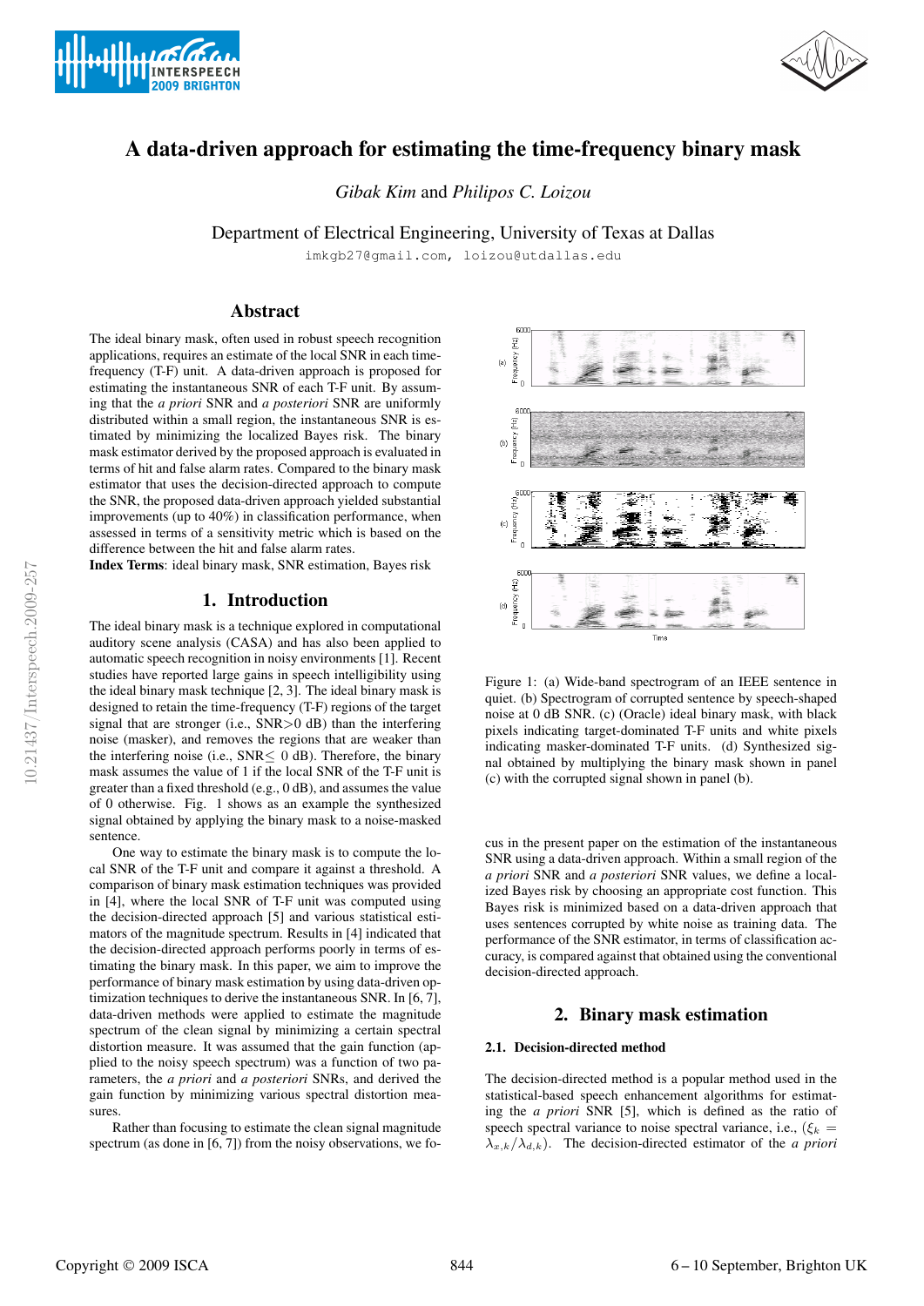# A data-driven approach for estimating the time-frequency binary mask

*Gibak Kim* and *Philipos C. Loizou*

Department of Electrical Engineering, University of Texas at Dallas

imkgb27@gmail.com, loizou@utdallas.edu

## Abstract

The ideal binary mask, often used in robust speech recognition applications, requires an estimate of the local SNR in each time-frequency (T-F) unit. A data-driven approach is proposed for estimating the instantaneous SNR of each T-F unit. By assuming that the *a priori* SNR and *a posteriori* SNR are uniformly distributed within a small region, the instantaneous SNR is estimated by minimizing the localized Bayes risk. The binary mask estimator derived by the proposed approach is evaluated in terms of hit and false alarm rates. Compared to the binary mask estimator that uses the decision-directed approach to compute the SNR, the proposed data-driven approach yielded substantial improvements (up to 40%) in classification performance, when assessed in terms of a sensitivity metric which is based on the difference between the hit and false alarm rates.

**Index Terms**: ideal binary mask, SNR estimation, Bayes risk

## 1. Introduction

The ideal binary mask is a technique explored in computational auditory scene analysis (CASA) and has also been applied to automatic speech recognition in noisy environments [1]. Recent studies have reported large gains in speech intelligibility using the ideal binary mask technique [2, 3]. The ideal binary mask is designed to retain the time-frequency (T-F) regions of the target signal that are stronger (i.e., SNR>0 dB) than the interfering noise (masker), and removes the regions that are weaker than the interfering noise (i.e., SNR$\leq$ 0 dB). Therefore, the binary mask assumes the value of 1 if the local SNR of the T-F unit is greater than a fixed threshold (e.g., 0 dB), and assumes the value of 0 otherwise. Fig. 1 shows as an example the synthesized signal obtained by applying the binary mask to a noise-masked sentence.

One way to estimate the binary mask is to compute the local SNR of the T-F unit and compare it against a threshold. A comparison of binary mask estimation techniques was provided in [4], where the local SNR of T-F unit was computed using the decision-directed approach [5] and various statistical estimators of the magnitude spectrum. Results in [4] indicated that the decision-directed approach performs poorly in terms of estimating the binary mask. In this paper, we aim to improve the performance of binary mask estimation by using data-driven optimization techniques to derive the instantaneous SNR. In [6, 7], data-driven methods were applied to estimate the magnitude spectrum of the clean signal by minimizing a certain spectral distortion measure. It was assumed that the gain function (applied to the noisy speech spectrum) was a function of two parameters, the *a priori* and *a posteriori* SNRs, and derived the gain function by minimizing various spectral distortion measures.

Rather than focusing to estimate the clean signal magnitude spectrum (as done in [6, 7]) from the noisy observations, we focus in the present paper on the estimation of the instantaneous SNR using a data-driven approach. Within a small region of the *a priori* SNR and *a posteriori* SNR values, we define a localized Bayes risk by choosing an appropriate cost function. This Bayes risk is minimized based on a data-driven approach that uses sentences corrupted by white noise as training data. The performance of the SNR estimator, in terms of classification accuracy, is compared against that obtained using the conventional decision-directed approach.

Figure 1: (a) Wide-band spectrogram of an IEEE sentence in quiet. (b) Spectrogram of corrupted sentence by speech-shaped noise at 0 dB SNR. (c) (Oracle) ideal binary mask, with black pixels indicating target-dominated T-F units and white pixels indicating masker-dominated T-F units. (d) Synthesized signal obtained by multiplying the binary mask shown in panel (c) with the corrupted signal shown in panel (b).

## 2. Binary mask estimation

### 2.1. Decision-directed method

The decision-directed method is a popular method used in the statistical-based speech enhancement algorithms for estimating the *a priori* SNR [5], which is defined as the ratio of speech spectral variance to noise spectral variance, i.e., ($\xi_k = \lambda_{x,k}/\lambda_{d,k}$). The decision-directed estimator of the *a priori*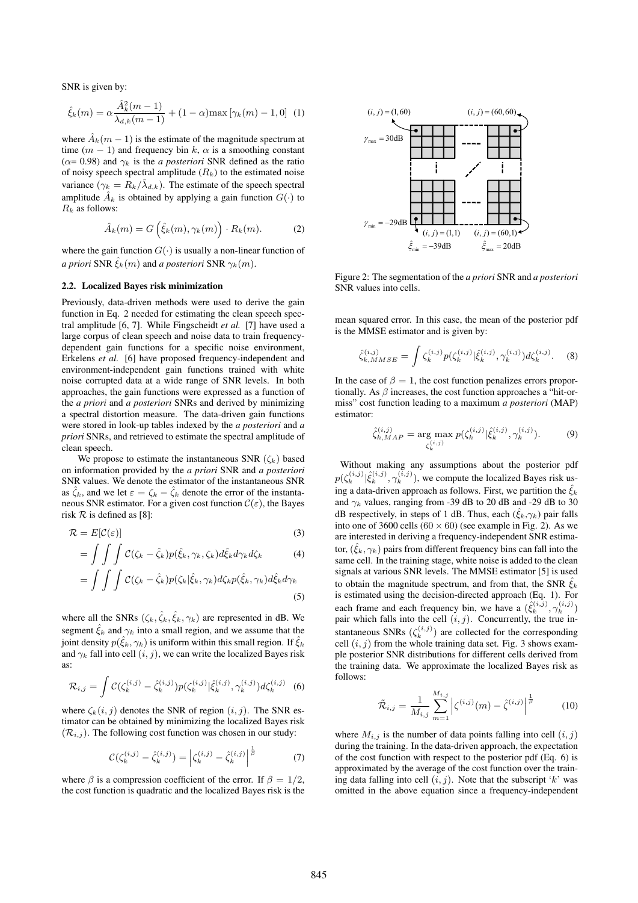SNR is given by:

$$\hat{\xi}_k(m) = \alpha \frac{\hat{A}_k^2(m-1)}{\lambda_{d,k}(m-1)} + (1-\alpha)\max\left[\gamma_k(m) - 1, 0\right] \quad (1)$$

where $\hat{A}_k(m-1)$ is the estimate of the magnitude spectrum at time $(m-1)$ and frequency bin $k$, $\alpha$ is a smoothing constant ($\alpha$= 0.98) and $\gamma_k$ is the *a posteriori* SNR defined as the ratio of noisy speech spectral amplitude ($R_k$) to the estimated noise variance ($\gamma_k = R_k/\hat{\lambda}_{d,k}$). The estimate of the speech spectral amplitude $\hat{A}_k$ is obtained by applying a gain function $G(\cdot)$ to $R_k$ as follows:

$$\hat{A}_k(m) = G\left(\hat{\xi}_k(m), \gamma_k(m)\right) \cdot R_k(m). \quad (2)$$

where the gain function $G(\cdot)$ is usually a non-linear function of *a priori* SNR $\hat{\xi}_k(m)$ and *a posteriori* SNR $\gamma_k(m)$.

### 2.2. Localized Bayes risk minimization

Previously, data-driven methods were used to derive the gain function in Eq. 2 needed for estimating the clean speech spectral amplitude [6, 7]. While Fingscheidt *et al.* [7] have used a large corpus of clean speech and noise data to train frequency-dependent gain functions for a specific noise environment, Erkelens *et al.* [6] have proposed frequency-independent and environment-independent gain functions trained with white noise corrupted data at a wide range of SNR levels. In both approaches, the gain functions were expressed as a function of the *a priori* and *a posteriori* SNRs and derived by minimizing a spectral distortion measure. The data-driven gain functions were stored in look-up tables indexed by the *a posteriori* and *a priori* SNRs, and retrieved to estimate the spectral amplitude of clean speech.

We propose to estimate the instantaneous SNR ($\zeta_k$) based on information provided by the *a priori* SNR and *a posteriori* SNR values. We denote the estimator of the instantaneous SNR as $\hat{\zeta}_k$, and we let $\varepsilon = \zeta_k - \hat{\zeta}_k$ denote the error of the instantaneous SNR estimator. For a given cost function $\mathcal{C}(\varepsilon)$, the Bayes risk $\mathcal{R}$ is defined as [8]:

$$\mathcal{R} = E[\mathcal{C}(\varepsilon)] \quad (3)$$

$$= \int\int\int \mathcal{C}(\zeta_k - \hat{\zeta}_k) p(\hat{\xi}_k, \gamma_k, \zeta_k) d\hat{\xi}_k d\gamma_k d\zeta_k \quad (4)$$

$$= \int\int\int \mathcal{C}(\zeta_k - \hat{\zeta}_k) p(\zeta_k|\hat{\xi}_k, \gamma_k) d\zeta_k p(\hat{\xi}_k, \gamma_k) d\hat{\xi}_k d\gamma_k \quad (5)$$

where all the SNRs ($\zeta_k, \hat{\zeta}_k, \hat{\xi}_k, \gamma_k$) are represented in dB. We segment $\hat{\xi}_k$ and $\gamma_k$ into a small region, and we assume that the joint density $p(\hat{\xi}_k, \gamma_k)$ is uniform within this small region. If $\hat{\xi}_k$ and $\gamma_k$ fall into cell $(i, j)$, we can write the localized Bayes risk as:

$$\mathcal{R}_{i,j} = \int \mathcal{C}(\zeta_k^{(i,j)} - \hat{\zeta}_k^{(i,j)}) p(\zeta_k^{(i,j)}|\hat{\xi}_k^{(i,j)}, \gamma_k^{(i,j)}) d\zeta_k^{(i,j)} \quad (6)$$

where $\zeta_k(i, j)$ denotes the SNR of region $(i, j)$. The SNR estimator can be obtained by minimizing the localized Bayes risk ($\mathcal{R}_{i,j}$). The following cost function was chosen in our study:

$$\mathcal{C}(\zeta_k^{(i,j)} - \hat{\zeta}_k^{(i,j)}) = \left|\zeta_k^{(i,j)} - \hat{\zeta}_k^{(i,j)}\right|^{\frac{1}{\beta}} \quad (7)$$

where $\beta$ is a compression coefficient of the error. If $\beta = 1/2$, the cost function is quadratic and the localized Bayes risk is the mean squared error. In this case, the mean of the posterior pdf is the MMSE estimator and is given by:

$$\hat{\zeta}_{k,MMSE}^{(i,j)} = \int \zeta_k^{(i,j)} p(\zeta_k^{(i,j)}|\hat{\xi}_k^{(i,j)}, \gamma_k^{(i,j)}) d\zeta_k^{(i,j)}. \quad (8)$$

In the case of $\beta = 1$, the cost function penalizes errors proportionally. As $\beta$ increases, the cost function approaches a "hit-or-miss" cost function leading to a maximum *a posteriori* (MAP) estimator:

$$\hat{\zeta}_{k,MAP}^{(i,j)} = \arg\max_{\zeta_k^{(i,j)}} p(\zeta_k^{(i,j)}|\hat{\xi}_k^{(i,j)}, \gamma_k^{(i,j)}). \quad (9)$$

Figure 2: The segmentation of the *a priori* SNR and *a posteriori* SNR values into cells.

Without making any assumptions about the posterior pdf $p(\zeta_k^{(i,j)}|\hat{\xi}_k^{(i,j)}, \gamma_k^{(i,j)})$, we compute the localized Bayes risk using a data-driven approach as follows. First, we partition the $\hat{\xi}_k$ and $\gamma_k$ values, ranging from -39 dB to 20 dB and -29 dB to 30 dB respectively, in steps of 1 dB. Thus, each ($\hat{\xi}_k$,$\gamma_k$) pair falls into one of 3600 cells ($60 \times 60$) (see example in Fig. 2). As we are interested in deriving a frequency-independent SNR estimator, ($\hat{\xi}_k$, $\gamma_k$) pairs from different frequency bins can fall into the same cell. In the training stage, white noise is added to the clean signals at various SNR levels. The MMSE estimator [5] is used to obtain the magnitude spectrum, and from that, the SNR $\hat{\xi}_k$ is estimated using the decision-directed approach (Eq. 1). For each frame and each frequency bin, we have a ($\hat{\xi}_k^{(i,j)}$, $\gamma_k^{(i,j)}$) pair which falls into the cell $(i, j)$. Concurrently, the true instantaneous SNRs ($\zeta_k^{(i,j)}$) are collected for the corresponding cell $(i, j)$ from the whole training data set. Fig. 3 shows example posterior SNR distributions for different cells derived from the training data. We approximate the localized Bayes risk as follows:

$$\tilde{\mathcal{R}}_{i,j} = \frac{1}{M_{i,j}} \sum_{m=1}^{M_{i,j}} \left|\zeta^{(i,j)}(m) - \hat{\zeta}^{(i,j)}\right|^{\frac{1}{\beta}} \quad (10)$$

where $M_{i,j}$ is the number of data points falling into cell $(i, j)$ during the training. In the data-driven approach, the expectation of the cost function with respect to the posterior pdf (Eq. 6) is approximated by the average of the cost function over the training data falling into cell $(i, j)$. Note that the subscript '$k$' was omitted in the above equation since a frequency-independent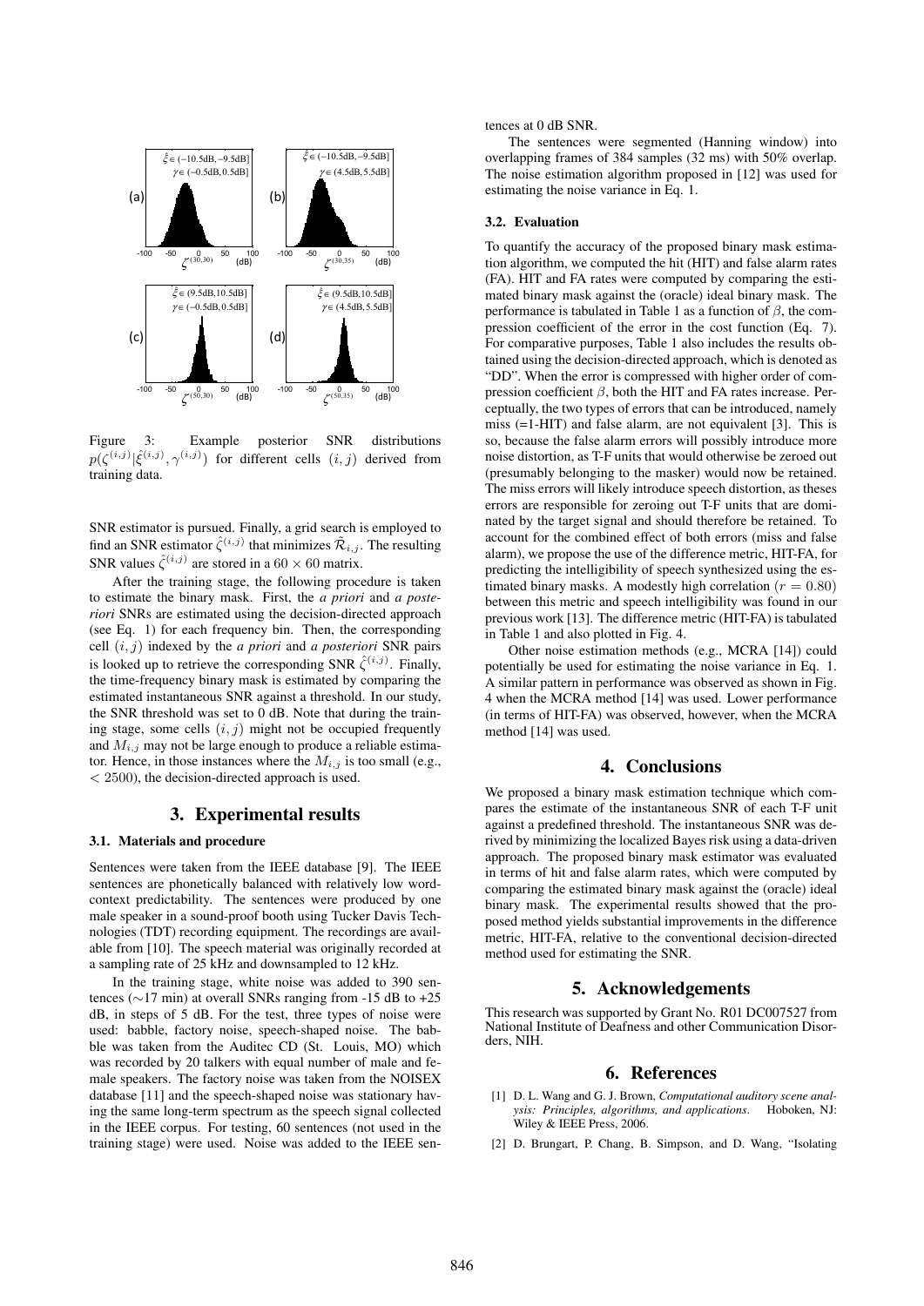Figure 3: Example posterior SNR distributions $p(\zeta^{(i,j)}|\hat{\xi}^{(i,j)}, \gamma^{(i,j)})$ for different cells $(i, j)$ derived from training data.

SNR estimator is pursued. Finally, a grid search is employed to find an SNR estimator $\hat{\zeta}^{(i,j)}$ that minimizes $\tilde{\mathcal{R}}_{i,j}$. The resulting SNR values $\hat{\zeta}^{(i,j)}$ are stored in a $60 \times 60$ matrix.

After the training stage, the following procedure is taken to estimate the binary mask. First, the *a priori* and *a posteriori* SNRs are estimated using the decision-directed approach (see Eq. 1) for each frequency bin. Then, the corresponding cell $(i, j)$ indexed by the *a priori* and *a posteriori* SNR pairs is looked up to retrieve the corresponding SNR $\hat{\zeta}^{(i,j)}$. Finally, the time-frequency binary mask is estimated by comparing the estimated instantaneous SNR against a threshold. In our study, the SNR threshold was set to 0 dB. Note that during the training stage, some cells $(i, j)$ might not be occupied frequently and $M_{i,j}$ may not be large enough to produce a reliable estimator. Hence, in those instances where the $M_{i,j}$ is too small (e.g., $< 2500$), the decision-directed approach is used.

## 3. Experimental results

### 3.1. Materials and procedure

Sentences were taken from the IEEE database [9]. The IEEE sentences are phonetically balanced with relatively low word-context predictability. The sentences were produced by one male speaker in a sound-proof booth using Tucker Davis Technologies (TDT) recording equipment. The recordings are available from [10]. The speech material was originally recorded at a sampling rate of 25 kHz and downsampled to 12 kHz.

In the training stage, white noise was added to 390 sentences (∼17 min) at overall SNRs ranging from -15 dB to +25 dB, in steps of 5 dB. For the test, three types of noise were used: babble, factory noise, speech-shaped noise. The babble was taken from the Auditec CD (St. Louis, MO) which was recorded by 20 talkers with equal number of male and female speakers. The factory noise was taken from the NOISEX database [11] and the speech-shaped noise was stationary having the same long-term spectrum as the speech signal collected in the IEEE corpus. For testing, 60 sentences (not used in the training stage) were used. Noise was added to the IEEE sentences at 0 dB SNR.

The sentences were segmented (Hanning window) into overlapping frames of 384 samples (32 ms) with 50% overlap. The noise estimation algorithm proposed in [12] was used for estimating the noise variance in Eq. 1.

### 3.2. Evaluation

To quantify the accuracy of the proposed binary mask estimation algorithm, we computed the hit (HIT) and false alarm rates (FA). HIT and FA rates were computed by comparing the estimated binary mask against the (oracle) ideal binary mask. The performance is tabulated in Table 1 as a function of $\beta$, the compression coefficient of the error in the cost function (Eq. 7). For comparative purposes, Table 1 also includes the results obtained using the decision-directed approach, which is denoted as "DD". When the error is compressed with higher order of compression coefficient $\beta$, both the HIT and FA rates increase. Perceptually, the two types of errors that can be introduced, namely miss (=1-HIT) and false alarm, are not equivalent [3]. This is so, because the false alarm errors will possibly introduce more noise distortion, as T-F units that would otherwise be zeroed out (presumably belonging to the masker) would now be retained. The miss errors will likely introduce speech distortion, as theses errors are responsible for zeroing out T-F units that are dominated by the target signal and should therefore be retained. To account for the combined effect of both errors (miss and false alarm), we propose the use of the difference metric, HIT-FA, for predicting the intelligibility of speech synthesized using the estimated binary masks. A modestly high correlation ($r = 0.80$) between this metric and speech intelligibility was found in our previous work [13]. The difference metric (HIT-FA) is tabulated in Table 1 and also plotted in Fig. 4.

Other noise estimation methods (e.g., MCRA [14]) could potentially be used for estimating the noise variance in Eq. 1. A similar pattern in performance was observed as shown in Fig. 4 when the MCRA method [14] was used. Lower performance (in terms of HIT-FA) was observed, however, when the MCRA method [14] was used.

## 4. Conclusions

We proposed a binary mask estimation technique which compares the estimate of the instantaneous SNR of each T-F unit against a predefined threshold. The instantaneous SNR was derived by minimizing the localized Bayes risk using a data-driven approach. The proposed binary mask estimator was evaluated in terms of hit and false alarm rates, which were computed by comparing the estimated binary mask against the (oracle) ideal binary mask. The experimental results showed that the proposed method yields substantial improvements in the difference metric, HIT-FA, relative to the conventional decision-directed method used for estimating the SNR.

## 5. Acknowledgements

This research was supported by Grant No. R01 DC007527 from National Institute of Deafness and other Communication Disorders, NIH.

## 6. References

[1] D. L. Wang and G. J. Brown, *Computational auditory scene analysis: Principles, algorithms, and applications*. Hoboken, NJ: Wiley & IEEE Press, 2006.

[2] D. Brungart, P. Chang, B. Simpson, and D. Wang, "Isolating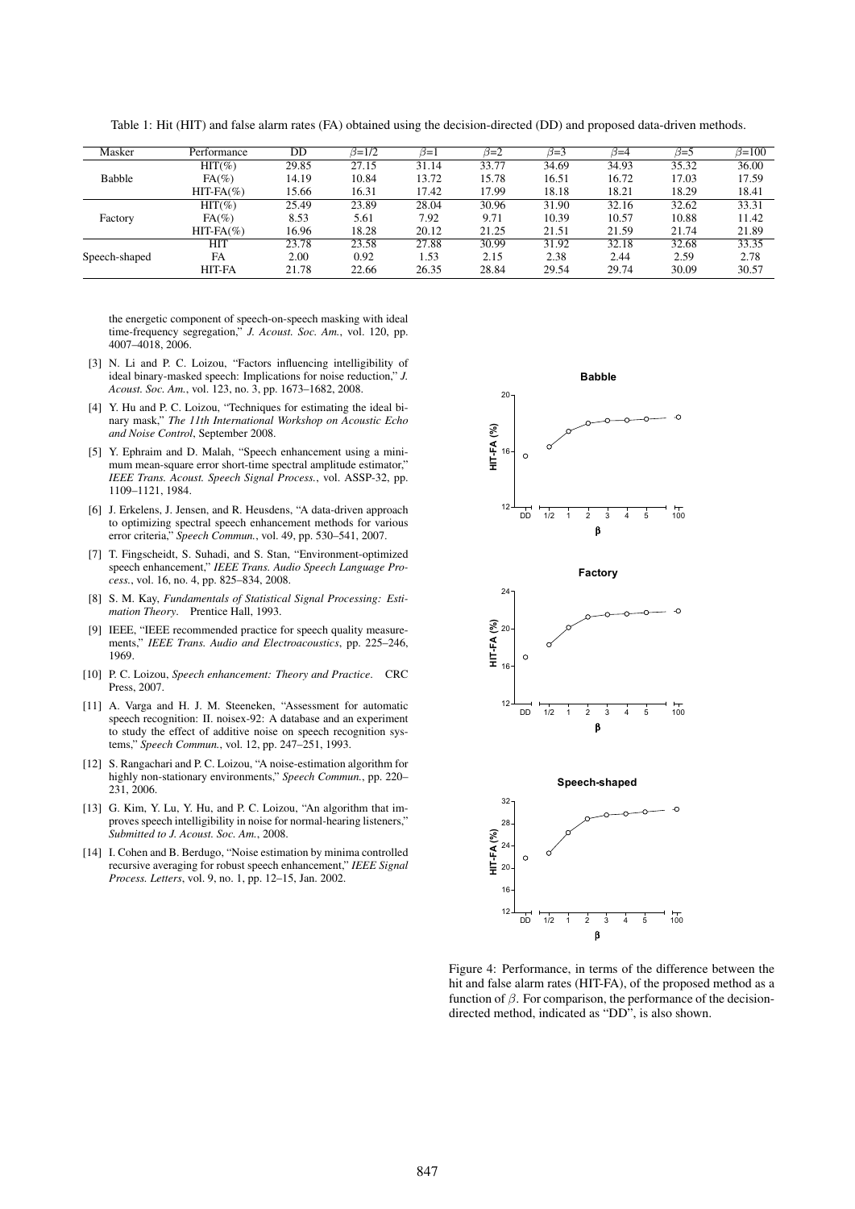Table 1: Hit (HIT) and false alarm rates (FA) obtained using the decision-directed (DD) and proposed data-driven methods.

| Masker | Performance | DD | $\beta$=1/2 | $\beta$=1 | $\beta$=2 | $\beta$=3 | $\beta$=4 | $\beta$=5 | $\beta$=100 |
|---|---|---|---|---|---|---|---|---|---|
| Babble | HIT(%) | 29.85 | 27.15 | 31.14 | 33.77 | 34.69 | 34.93 | 35.32 | 36.00 |
| | FA(%) | 14.19 | 10.84 | 13.72 | 15.78 | 16.51 | 16.72 | 17.03 | 17.59 |
| | HIT-FA(%) | 15.66 | 16.31 | 17.42 | 17.99 | 18.18 | 18.21 | 18.29 | 18.41 |
| Factory | HIT(%) | 25.49 | 23.89 | 28.04 | 30.96 | 31.90 | 32.16 | 32.62 | 33.31 |
| | FA(%) | 8.53 | 5.61 | 7.92 | 9.71 | 10.39 | 10.57 | 10.88 | 11.42 |
| | HIT-FA(%) | 16.96 | 18.28 | 20.12 | 21.25 | 21.51 | 21.59 | 21.74 | 21.89 |
| Speech-shaped | HIT | 23.78 | 23.58 | 27.88 | 30.99 | 31.92 | 32.18 | 32.68 | 33.35 |
| | FA | 2.00 | 0.92 | 1.53 | 2.15 | 2.38 | 2.44 | 2.59 | 2.78 |
| | HIT-FA | 21.78 | 22.66 | 26.35 | 28.84 | 29.54 | 29.74 | 30.09 | 30.57 |

the energetic component of speech-on-speech masking with ideal time-frequency segregation," *J. Acoust. Soc. Am.*, vol. 120, pp. 4007–4018, 2006.

[3] N. Li and P. C. Loizou, "Factors influencing intelligibility of ideal binary-masked speech: Implications for noise reduction," *J. Acoust. Soc. Am.*, vol. 123, no. 3, pp. 1673–1682, 2008.

[4] Y. Hu and P. C. Loizou, "Techniques for estimating the ideal binary mask," *The 11th International Workshop on Acoustic Echo and Noise Control*, September 2008.

[5] Y. Ephraim and D. Malah, "Speech enhancement using a minimum mean-square error short-time spectral amplitude estimator," *IEEE Trans. Acoust. Speech Signal Process.*, vol. ASSP-32, pp. 1109–1121, 1984.

[6] J. Erkelens, J. Jensen, and R. Heusdens, "A data-driven approach to optimizing spectral speech enhancement methods for various error criteria," *Speech Commun.*, vol. 49, pp. 530–541, 2007.

[7] T. Fingscheidt, S. Suhadi, and S. Stan, "Environment-optimized speech enhancement," *IEEE Trans. Audio Speech Language Process.*, vol. 16, no. 4, pp. 825–834, 2008.

[8] S. M. Kay, *Fundamentals of Statistical Signal Processing: Estimation Theory*. Prentice Hall, 1993.

[9] IEEE, "IEEE recommended practice for speech quality measurements," *IEEE Trans. Audio and Electroacoustics*, pp. 225–246, 1969.

[10] P. C. Loizou, *Speech enhancement: Theory and Practice*. CRC Press, 2007.

[11] A. Varga and H. J. M. Steeneken, "Assessment for automatic speech recognition: II. noisex-92: A database and an experiment to study the effect of additive noise on speech recognition systems," *Speech Commun.*, vol. 12, pp. 247–251, 1993.

[12] S. Rangachari and P. C. Loizou, "A noise-estimation algorithm for highly non-stationary environments," *Speech Commun.*, pp. 220–231, 2006.

[13] G. Kim, Y. Lu, Y. Hu, and P. C. Loizou, "An algorithm that improves speech intelligibility in noise for normal-hearing listeners," *Submitted to J. Acoust. Soc. Am.*, 2008.

[14] I. Cohen and B. Berdugo, "Noise estimation by minima controlled recursive averaging for robust speech enhancement," *IEEE Signal Process. Letters*, vol. 9, no. 1, pp. 12–15, Jan. 2002.

Babble
HIT-FA (%)
20
16
12
DD 1/2 1 2 3 4 5 100
β

Factory
HIT-FA (%)
24
20
16
12
DD 1/2 1 2 3 4 5 100
β

Speech-shaped
HIT-FA (%)
32
28
24
20
16
12
DD 1/2 1 2 3 4 5 100
β

Figure 4: Performance, in terms of the difference between the hit and false alarm rates (HIT-FA), of the proposed method as a function of $\beta$. For comparison, the performance of the decision-directed method, indicated as "DD", is also shown.